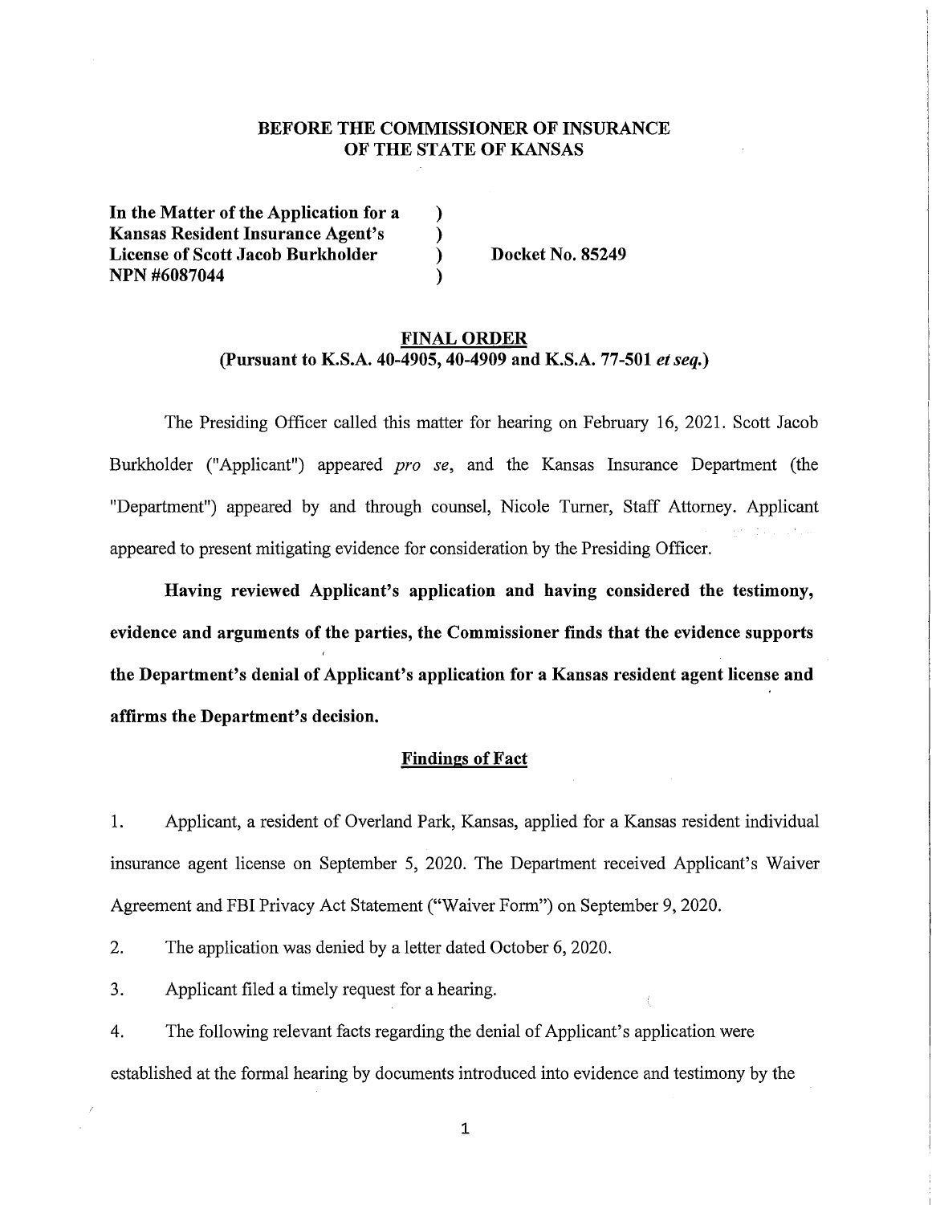**BEFORE THE COMMISSIONER OF INSURANCE**
**OF THE STATE OF KANSAS**

**In the Matter of the Application for a Kansas Resident Insurance Agent's License of Scott Jacob Burkholder NPN #6087044** ) **Docket No. 85249**

**FINAL ORDER**
**(Pursuant to K.S.A. 40-4905, 40-4909 and K.S.A. 77-501 *et seq.*)**

The Presiding Officer called this matter for hearing on February 16, 2021. Scott Jacob Burkholder ("Applicant") appeared *pro se*, and the Kansas Insurance Department (the "Department") appeared by and through counsel, Nicole Turner, Staff Attorney. Applicant appeared to present mitigating evidence for consideration by the Presiding Officer.

**Having reviewed Applicant's application and having considered the testimony, evidence and arguments of the parties, the Commissioner finds that the evidence supports the Department's denial of Applicant's application for a Kansas resident agent license and affirms the Department's decision.**

**Findings of Fact**

1. Applicant, a resident of Overland Park, Kansas, applied for a Kansas resident individual insurance agent license on September 5, 2020. The Department received Applicant's Waiver Agreement and FBI Privacy Act Statement ("Waiver Form") on September 9, 2020.

2. The application was denied by a letter dated October 6, 2020.

3. Applicant filed a timely request for a hearing.

4. The following relevant facts regarding the denial of Applicant's application were established at the formal hearing by documents introduced into evidence and testimony by the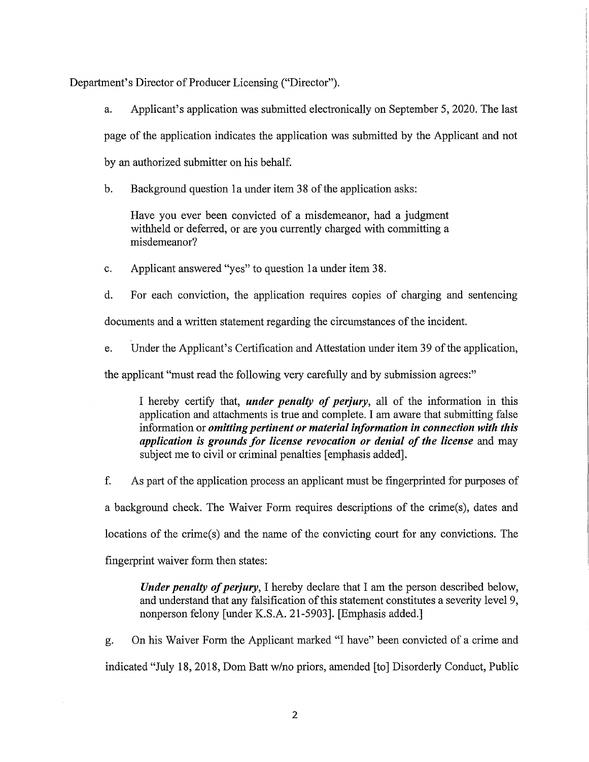Department's Director of Producer Licensing ("Director").

a. Applicant's application was submitted electronically on September 5, 2020. The last page of the application indicates the application was submitted by the Applicant and not by an authorized submitter on his behalf.

b. Background question 1a under item 38 of the application asks:

> Have you ever been convicted of a misdemeanor, had a judgment withheld or deferred, or are you currently charged with committing a misdemeanor?

c. Applicant answered "yes" to question 1a under item 38.

d. For each conviction, the application requires copies of charging and sentencing documents and a written statement regarding the circumstances of the incident.

e. Under the Applicant's Certification and Attestation under item 39 of the application, the applicant "must read the following very carefully and by submission agrees:"

> I hereby certify that, ***under penalty of perjury***, all of the information in this application and attachments is true and complete. I am aware that submitting false information or ***omitting pertinent or material information in connection with this application is grounds for license revocation or denial of the license*** and may subject me to civil or criminal penalties [emphasis added].

f. As part of the application process an applicant must be fingerprinted for purposes of a background check. The Waiver Form requires descriptions of the crime(s), dates and locations of the crime(s) and the name of the convicting court for any convictions. The fingerprint waiver form then states:

> ***Under penalty of perjury***, I hereby declare that I am the person described below, and understand that any falsification of this statement constitutes a severity level 9, nonperson felony [under K.S.A. 21-5903]. [Emphasis added.]

g. On his Waiver Form the Applicant marked "I have" been convicted of a crime and indicated "July 18, 2018, Dom Batt w/no priors, amended [to] Disorderly Conduct, Public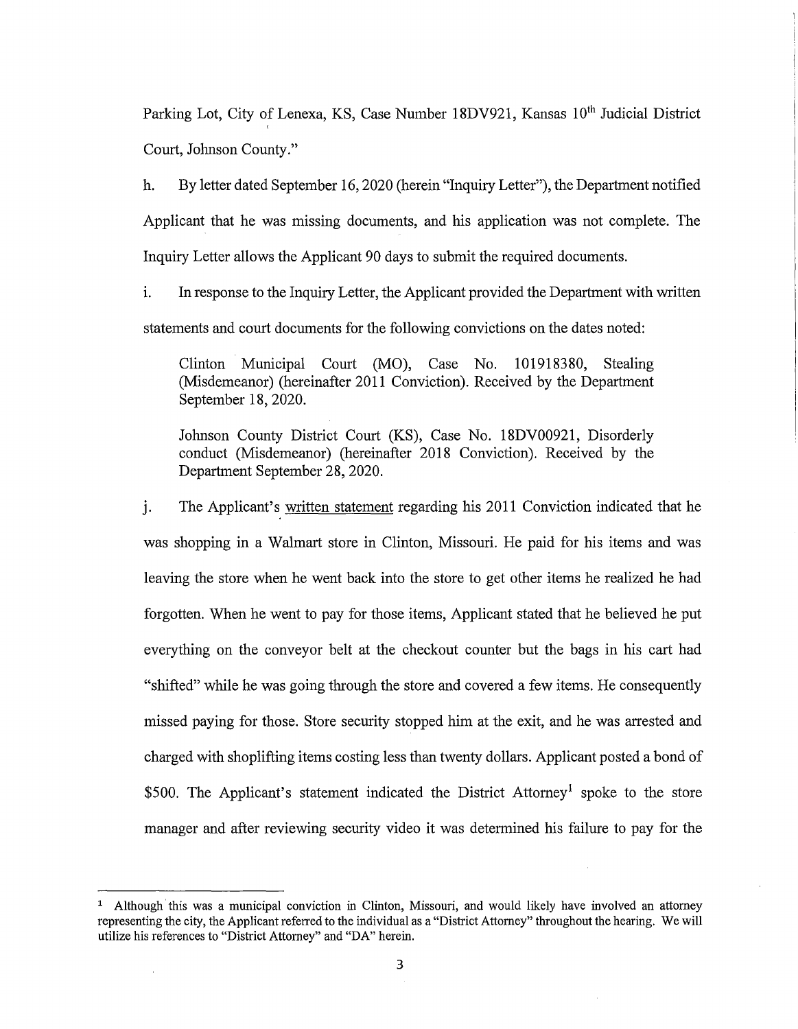Parking Lot, City of Lenexa, KS, Case Number 18DV921, Kansas 10th Judicial District Court, Johnson County."

h. By letter dated September 16, 2020 (herein "Inquiry Letter"), the Department notified Applicant that he was missing documents, and his application was not complete. The Inquiry Letter allows the Applicant 90 days to submit the required documents.

i. In response to the Inquiry Letter, the Applicant provided the Department with written statements and court documents for the following convictions on the dates noted:

> Clinton Municipal Court (MO), Case No. 101918380, Stealing (Misdemeanor) (hereinafter 2011 Conviction). Received by the Department September 18, 2020.
>
> Johnson County District Court (KS), Case No. 18DV00921, Disorderly conduct (Misdemeanor) (hereinafter 2018 Conviction). Received by the Department September 28, 2020.

j. The Applicant's written statement regarding his 2011 Conviction indicated that he was shopping in a Walmart store in Clinton, Missouri. He paid for his items and was leaving the store when he went back into the store to get other items he realized he had forgotten. When he went to pay for those items, Applicant stated that he believed he put everything on the conveyor belt at the checkout counter but the bags in his cart had "shifted" while he was going through the store and covered a few items. He consequently missed paying for those. Store security stopped him at the exit, and he was arrested and charged with shoplifting items costing less than twenty dollars. Applicant posted a bond of $500. The Applicant's statement indicated the District Attorney[1] spoke to the store manager and after reviewing security video it was determined his failure to pay for the

---

[1] Although this was a municipal conviction in Clinton, Missouri, and would likely have involved an attorney representing the city, the Applicant referred to the individual as a "District Attorney" throughout the hearing. We will utilize his references to "District Attorney" and "DA" herein.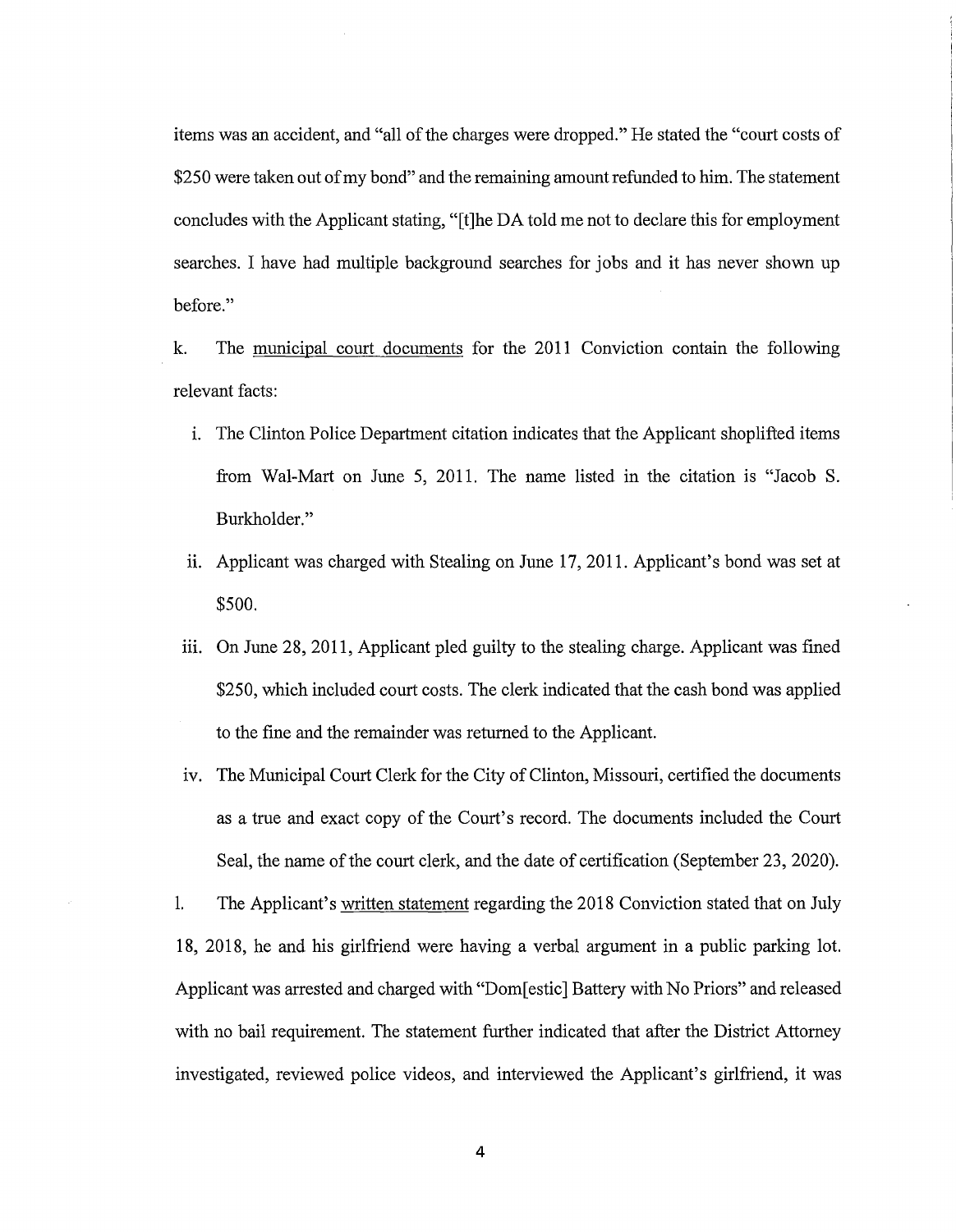items was an accident, and "all of the charges were dropped." He stated the "court costs of $250 were taken out of my bond" and the remaining amount refunded to him. The statement concludes with the Applicant stating, "[t]he DA told me not to declare this for employment searches. I have had multiple background searches for jobs and it has never shown up before."

k. The <u>municipal court documents</u> for the 2011 Conviction contain the following relevant facts:

   i. The Clinton Police Department citation indicates that the Applicant shoplifted items from Wal-Mart on June 5, 2011. The name listed in the citation is "Jacob S. Burkholder."

   ii. Applicant was charged with Stealing on June 17, 2011. Applicant's bond was set at $500.

   iii. On June 28, 2011, Applicant pled guilty to the stealing charge. Applicant was fined $250, which included court costs. The clerk indicated that the cash bond was applied to the fine and the remainder was returned to the Applicant.

   iv. The Municipal Court Clerk for the City of Clinton, Missouri, certified the documents as a true and exact copy of the Court's record. The documents included the Court Seal, the name of the court clerk, and the date of certification (September 23, 2020).

l. The Applicant's <u>written statement</u> regarding the 2018 Conviction stated that on July 18, 2018, he and his girlfriend were having a verbal argument in a public parking lot. Applicant was arrested and charged with "Dom[estic] Battery with No Priors" and released with no bail requirement. The statement further indicated that after the District Attorney investigated, reviewed police videos, and interviewed the Applicant's girlfriend, it was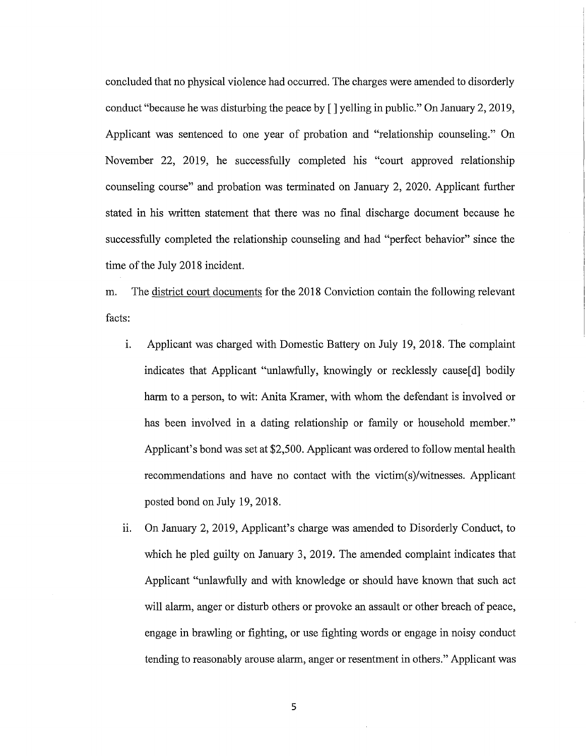concluded that no physical violence had occurred. The charges were amended to disorderly conduct "because he was disturbing the peace by [ ] yelling in public." On January 2, 2019, Applicant was sentenced to one year of probation and "relationship counseling." On November 22, 2019, he successfully completed his "court approved relationship counseling course" and probation was terminated on January 2, 2020. Applicant further stated in his written statement that there was no final discharge document because he successfully completed the relationship counseling and had "perfect behavior" since the time of the July 2018 incident.

m. The <u>district court documents</u> for the 2018 Conviction contain the following relevant facts:

i. Applicant was charged with Domestic Battery on July 19, 2018. The complaint indicates that Applicant "unlawfully, knowingly or recklessly cause[d] bodily harm to a person, to wit: Anita Kramer, with whom the defendant is involved or has been involved in a dating relationship or family or household member." Applicant's bond was set at $2,500. Applicant was ordered to follow mental health recommendations and have no contact with the victim(s)/witnesses. Applicant posted bond on July 19, 2018.

ii. On January 2, 2019, Applicant's charge was amended to Disorderly Conduct, to which he pled guilty on January 3, 2019. The amended complaint indicates that Applicant "unlawfully and with knowledge or should have known that such act will alarm, anger or disturb others or provoke an assault or other breach of peace, engage in brawling or fighting, or use fighting words or engage in noisy conduct tending to reasonably arouse alarm, anger or resentment in others." Applicant was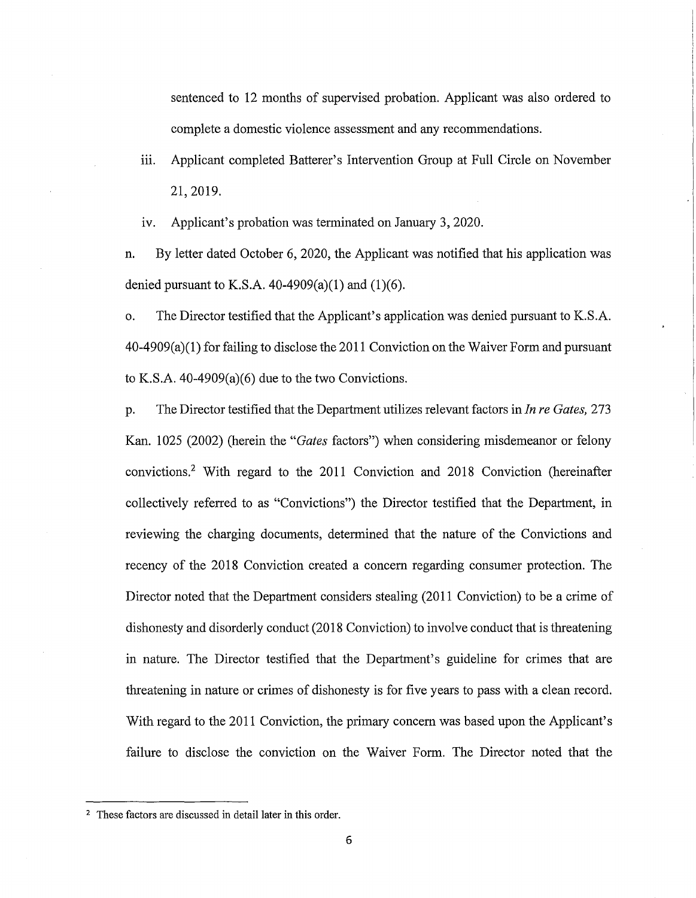sentenced to 12 months of supervised probation. Applicant was also ordered to complete a domestic violence assessment and any recommendations.

iii. Applicant completed Batterer's Intervention Group at Full Circle on November 21, 2019.

iv. Applicant's probation was terminated on January 3, 2020.

n. By letter dated October 6, 2020, the Applicant was notified that his application was denied pursuant to K.S.A. 40-4909(a)(1) and (1)(6).

o. The Director testified that the Applicant's application was denied pursuant to K.S.A. 40-4909(a)(1) for failing to disclose the 2011 Conviction on the Waiver Form and pursuant to K.S.A. 40-4909(a)(6) due to the two Convictions.

p. The Director testified that the Department utilizes relevant factors in *In re Gates,* 273 Kan. 1025 (2002) (herein the "*Gates* factors") when considering misdemeanor or felony convictions.[2] With regard to the 2011 Conviction and 2018 Conviction (hereinafter collectively referred to as "Convictions") the Director testified that the Department, in reviewing the charging documents, determined that the nature of the Convictions and recency of the 2018 Conviction created a concern regarding consumer protection. The Director noted that the Department considers stealing (2011 Conviction) to be a crime of dishonesty and disorderly conduct (2018 Conviction) to involve conduct that is threatening in nature. The Director testified that the Department's guideline for crimes that are threatening in nature or crimes of dishonesty is for five years to pass with a clean record. With regard to the 2011 Conviction, the primary concern was based upon the Applicant's failure to disclose the conviction on the Waiver Form. The Director noted that the

[2] These factors are discussed in detail later in this order.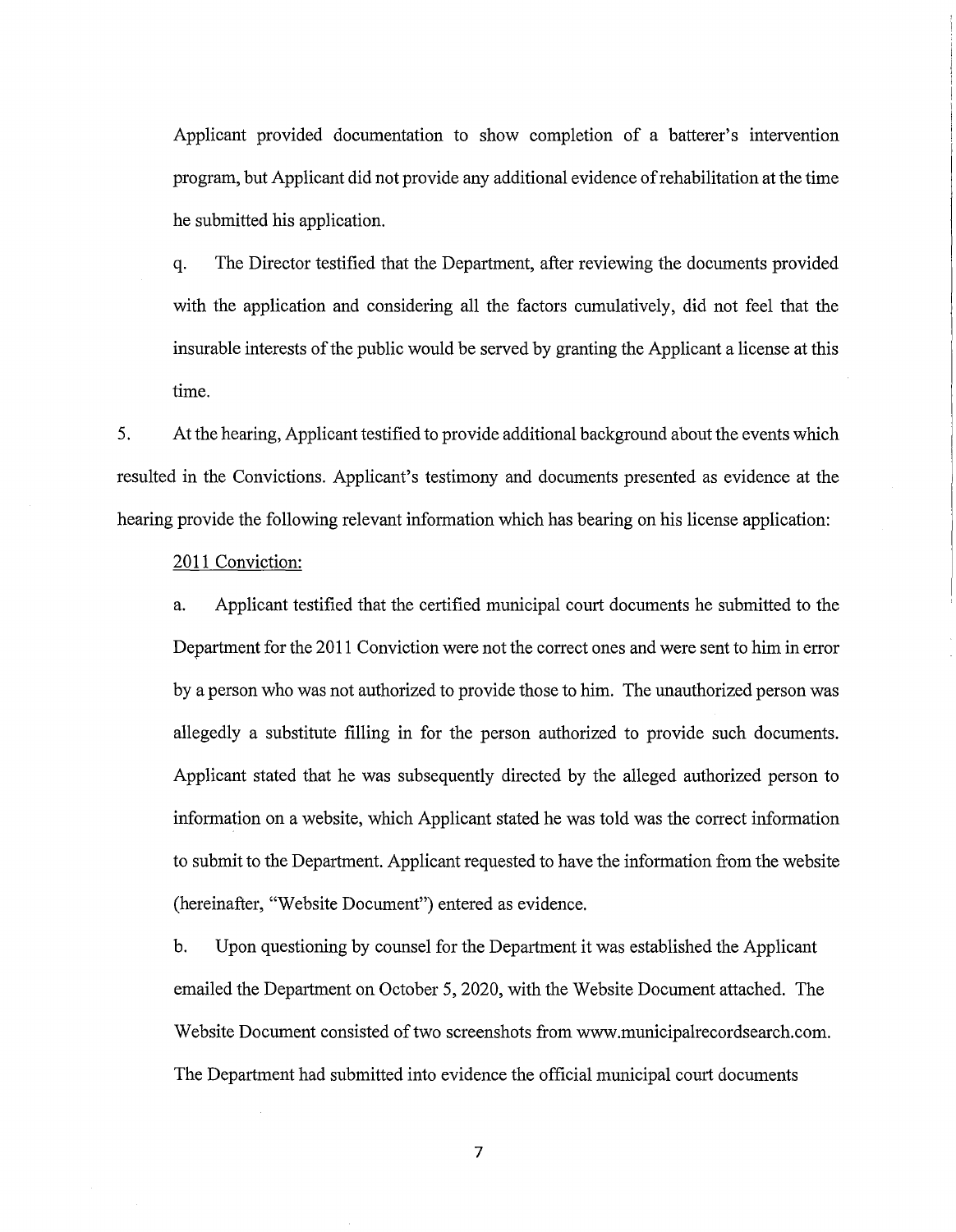Applicant provided documentation to show completion of a batterer's intervention program, but Applicant did not provide any additional evidence of rehabilitation at the time he submitted his application.

q. The Director testified that the Department, after reviewing the documents provided with the application and considering all the factors cumulatively, did not feel that the insurable interests of the public would be served by granting the Applicant a license at this time.

5. At the hearing, Applicant testified to provide additional background about the events which resulted in the Convictions. Applicant's testimony and documents presented as evidence at the hearing provide the following relevant information which has bearing on his license application:

2011 Conviction:

a. Applicant testified that the certified municipal court documents he submitted to the Department for the 2011 Conviction were not the correct ones and were sent to him in error by a person who was not authorized to provide those to him. The unauthorized person was allegedly a substitute filling in for the person authorized to provide such documents. Applicant stated that he was subsequently directed by the alleged authorized person to information on a website, which Applicant stated he was told was the correct information to submit to the Department. Applicant requested to have the information from the website (hereinafter, "Website Document") entered as evidence.

b. Upon questioning by counsel for the Department it was established the Applicant emailed the Department on October 5, 2020, with the Website Document attached. The Website Document consisted of two screenshots from www.municipalrecordsearch.com. The Department had submitted into evidence the official municipal court documents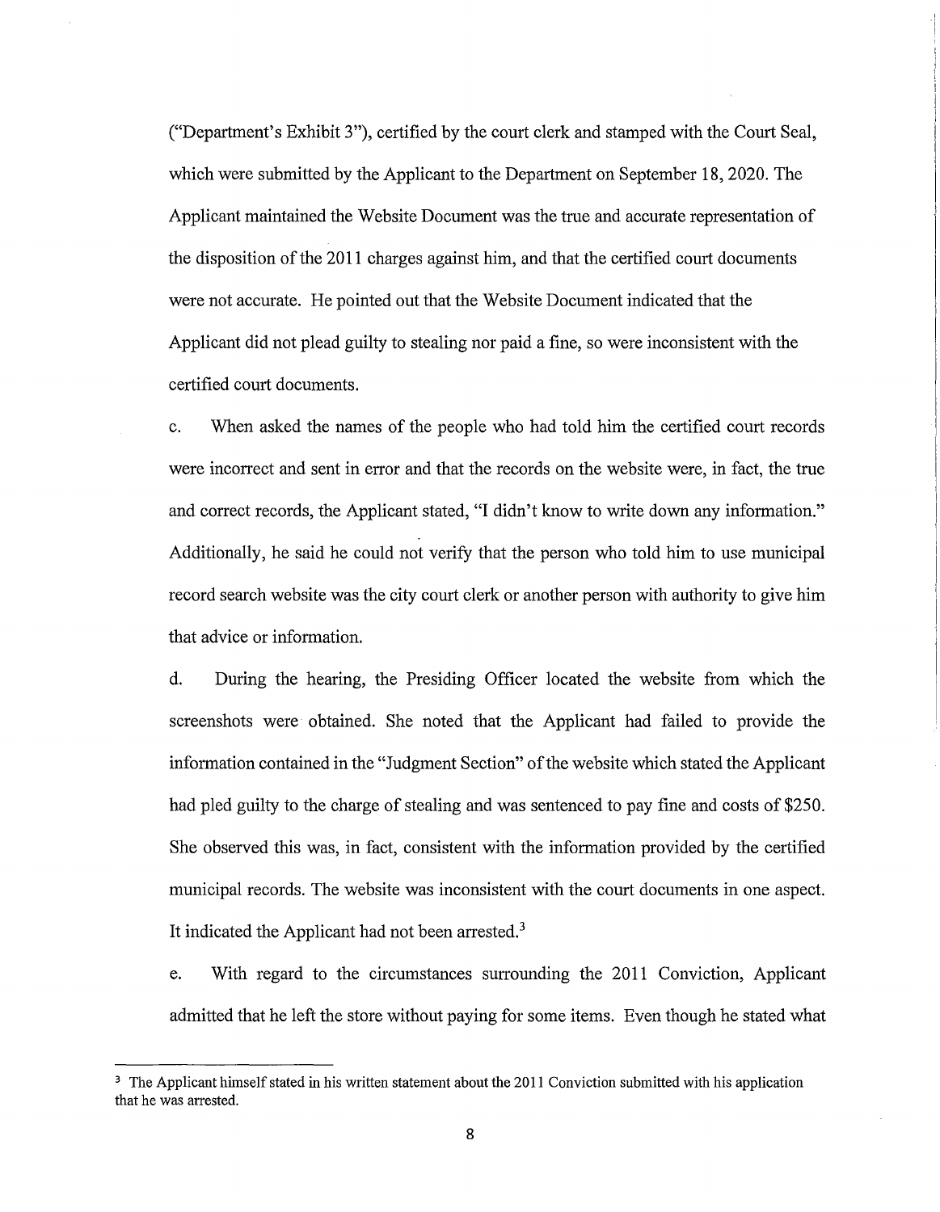("Department's Exhibit 3"), certified by the court clerk and stamped with the Court Seal, which were submitted by the Applicant to the Department on September 18, 2020. The Applicant maintained the Website Document was the true and accurate representation of the disposition of the 2011 charges against him, and that the certified court documents were not accurate. He pointed out that the Website Document indicated that the Applicant did not plead guilty to stealing nor paid a fine, so were inconsistent with the certified court documents.

c. When asked the names of the people who had told him the certified court records were incorrect and sent in error and that the records on the website were, in fact, the true and correct records, the Applicant stated, "I didn't know to write down any information." Additionally, he said he could not verify that the person who told him to use municipal record search website was the city court clerk or another person with authority to give him that advice or information.

d. During the hearing, the Presiding Officer located the website from which the screenshots were obtained. She noted that the Applicant had failed to provide the information contained in the "Judgment Section" of the website which stated the Applicant had pled guilty to the charge of stealing and was sentenced to pay fine and costs of $250. She observed this was, in fact, consistent with the information provided by the certified municipal records. The website was inconsistent with the court documents in one aspect. It indicated the Applicant had not been arrested.[3]

e. With regard to the circumstances surrounding the 2011 Conviction, Applicant admitted that he left the store without paying for some items. Even though he stated what

---

[3] The Applicant himself stated in his written statement about the 2011 Conviction submitted with his application that he was arrested.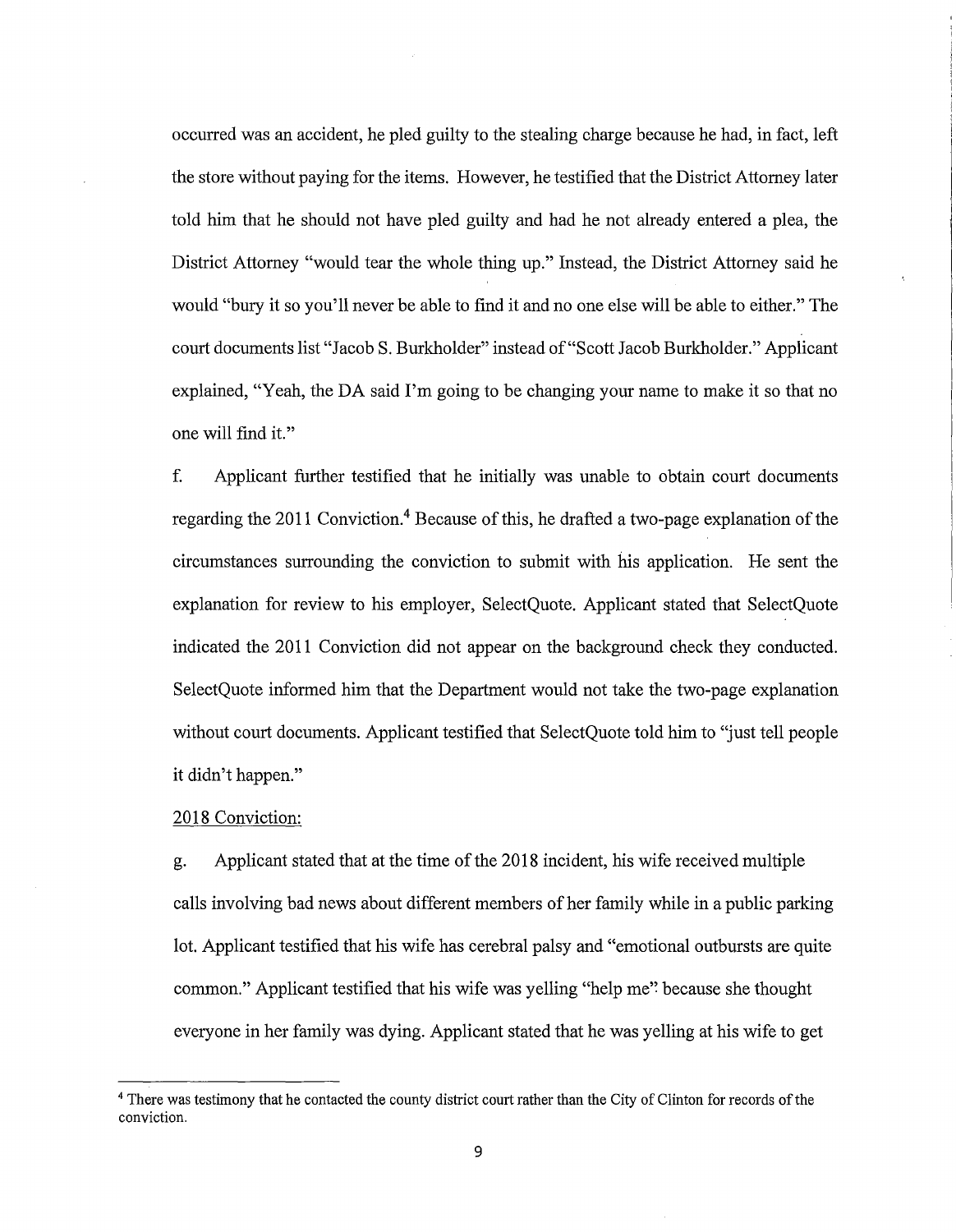occurred was an accident, he pled guilty to the stealing charge because he had, in fact, left the store without paying for the items. However, he testified that the District Attorney later told him that he should not have pled guilty and had he not already entered a plea, the District Attorney "would tear the whole thing up." Instead, the District Attorney said he would "bury it so you'll never be able to find it and no one else will be able to either." The court documents list "Jacob S. Burkholder" instead of "Scott Jacob Burkholder." Applicant explained, "Yeah, the DA said I'm going to be changing your name to make it so that no one will find it."

f. Applicant further testified that he initially was unable to obtain court documents regarding the 2011 Conviction.[4] Because of this, he drafted a two-page explanation of the circumstances surrounding the conviction to submit with his application. He sent the explanation for review to his employer, SelectQuote. Applicant stated that SelectQuote indicated the 2011 Conviction did not appear on the background check they conducted. SelectQuote informed him that the Department would not take the two-page explanation without court documents. Applicant testified that SelectQuote told him to "just tell people it didn't happen."

2018 Conviction:

g. Applicant stated that at the time of the 2018 incident, his wife received multiple calls involving bad news about different members of her family while in a public parking lot. Applicant testified that his wife has cerebral palsy and "emotional outbursts are quite common." Applicant testified that his wife was yelling "help me" because she thought everyone in her family was dying. Applicant stated that he was yelling at his wife to get

[4] There was testimony that he contacted the county district court rather than the City of Clinton for records of the conviction.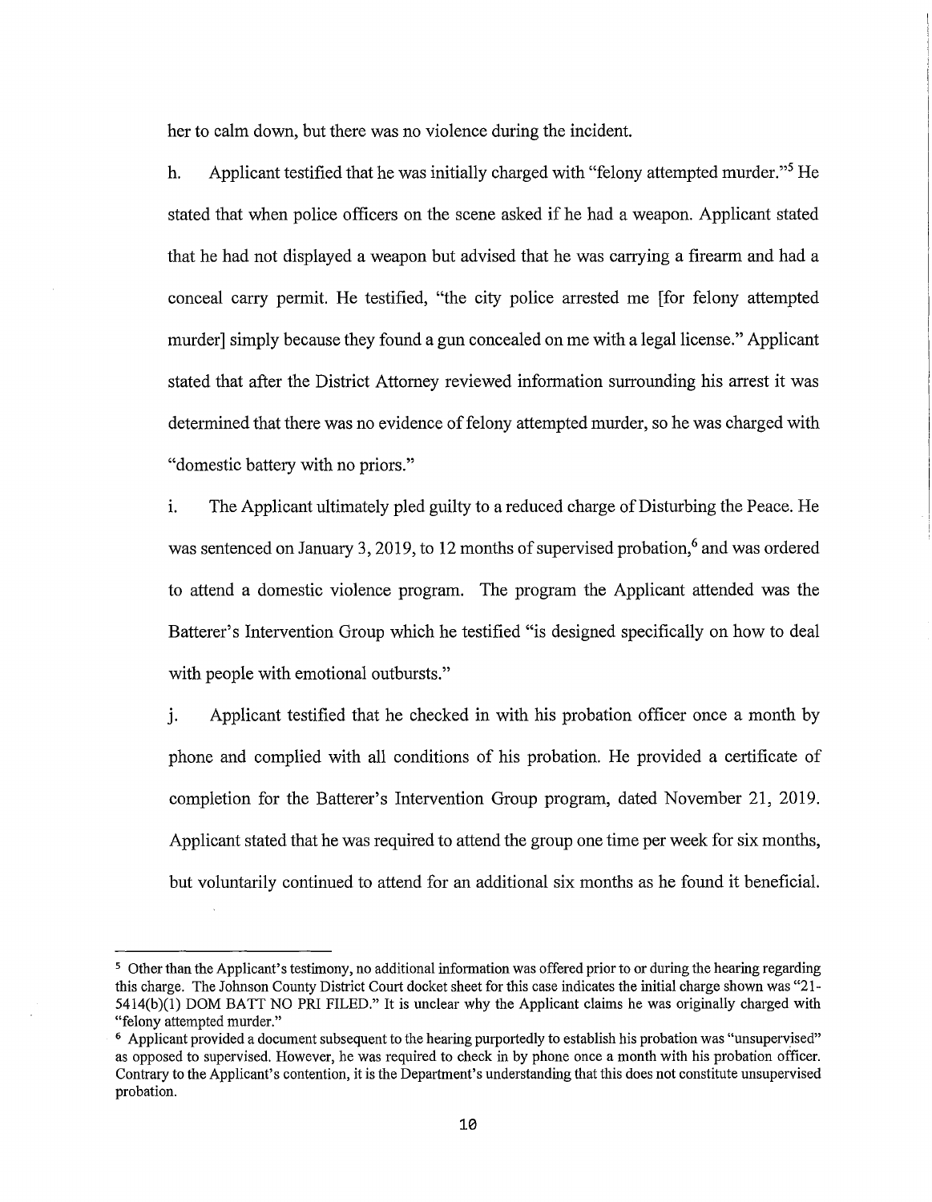her to calm down, but there was no violence during the incident.

h. Applicant testified that he was initially charged with "felony attempted murder."[5] He stated that when police officers on the scene asked if he had a weapon. Applicant stated that he had not displayed a weapon but advised that he was carrying a firearm and had a conceal carry permit. He testified, "the city police arrested me [for felony attempted murder] simply because they found a gun concealed on me with a legal license." Applicant stated that after the District Attorney reviewed information surrounding his arrest it was determined that there was no evidence of felony attempted murder, so he was charged with "domestic battery with no priors."

i. The Applicant ultimately pled guilty to a reduced charge of Disturbing the Peace. He was sentenced on January 3, 2019, to 12 months of supervised probation,[6] and was ordered to attend a domestic violence program. The program the Applicant attended was the Batterer's Intervention Group which he testified "is designed specifically on how to deal with people with emotional outbursts."

j. Applicant testified that he checked in with his probation officer once a month by phone and complied with all conditions of his probation. He provided a certificate of completion for the Batterer's Intervention Group program, dated November 21, 2019. Applicant stated that he was required to attend the group one time per week for six months, but voluntarily continued to attend for an additional six months as he found it beneficial.

---

[5] Other than the Applicant's testimony, no additional information was offered prior to or during the hearing regarding this charge. The Johnson County District Court docket sheet for this case indicates the initial charge shown was "21-5414(b)(1) DOM BATT NO PRI FILED." It is unclear why the Applicant claims he was originally charged with "felony attempted murder."

[6] Applicant provided a document subsequent to the hearing purportedly to establish his probation was "unsupervised" as opposed to supervised. However, he was required to check in by phone once a month with his probation officer. Contrary to the Applicant's contention, it is the Department's understanding that this does not constitute unsupervised probation.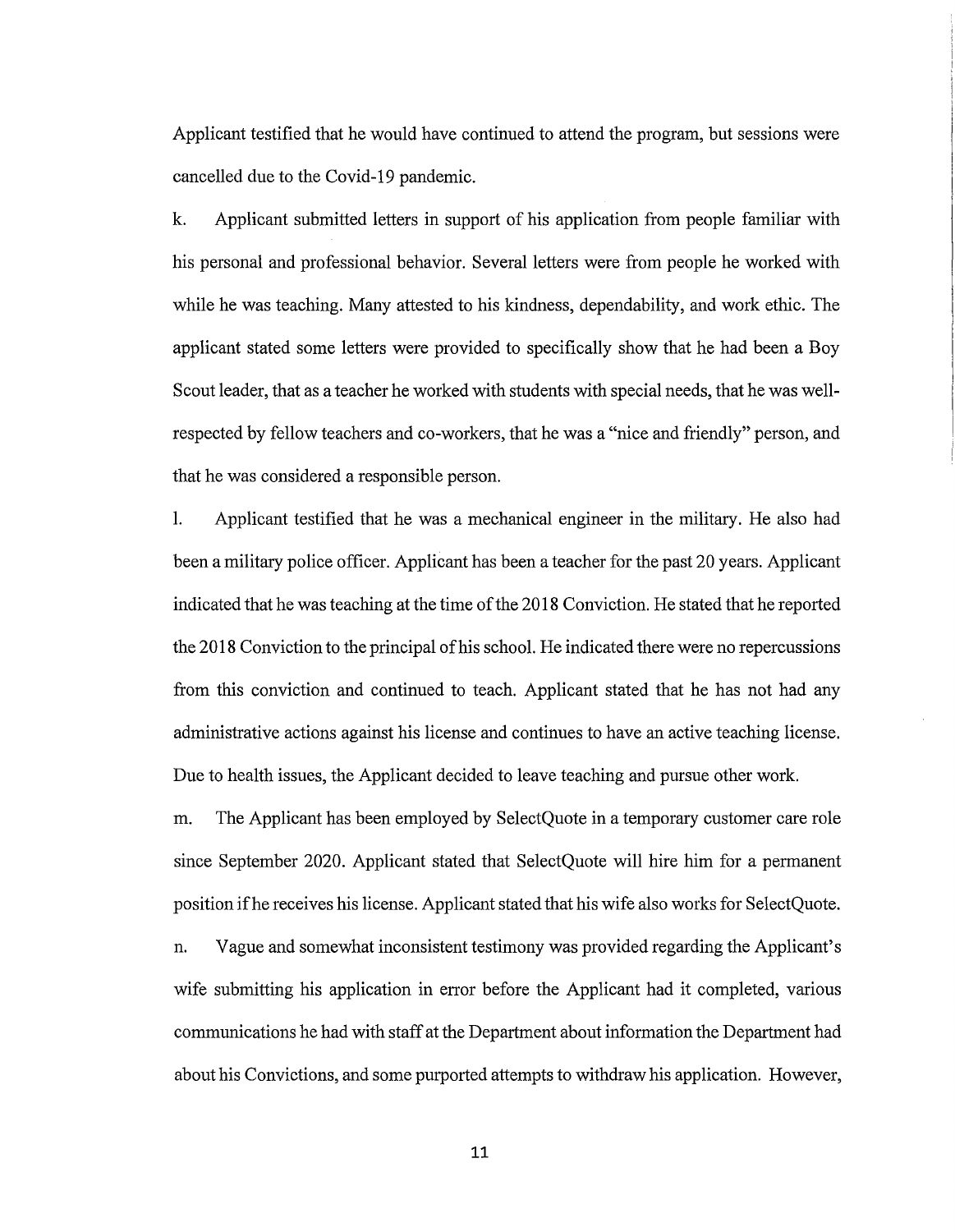Applicant testified that he would have continued to attend the program, but sessions were cancelled due to the Covid-19 pandemic.

k. Applicant submitted letters in support of his application from people familiar with his personal and professional behavior. Several letters were from people he worked with while he was teaching. Many attested to his kindness, dependability, and work ethic. The applicant stated some letters were provided to specifically show that he had been a Boy Scout leader, that as a teacher he worked with students with special needs, that he was well-respected by fellow teachers and co-workers, that he was a "nice and friendly" person, and that he was considered a responsible person.

l. Applicant testified that he was a mechanical engineer in the military. He also had been a military police officer. Applicant has been a teacher for the past 20 years. Applicant indicated that he was teaching at the time of the 2018 Conviction. He stated that he reported the 2018 Conviction to the principal of his school. He indicated there were no repercussions from this conviction and continued to teach. Applicant stated that he has not had any administrative actions against his license and continues to have an active teaching license. Due to health issues, the Applicant decided to leave teaching and pursue other work.

m. The Applicant has been employed by SelectQuote in a temporary customer care role since September 2020. Applicant stated that SelectQuote will hire him for a permanent position if he receives his license. Applicant stated that his wife also works for SelectQuote.

n. Vague and somewhat inconsistent testimony was provided regarding the Applicant's wife submitting his application in error before the Applicant had it completed, various communications he had with staff at the Department about information the Department had about his Convictions, and some purported attempts to withdraw his application. However,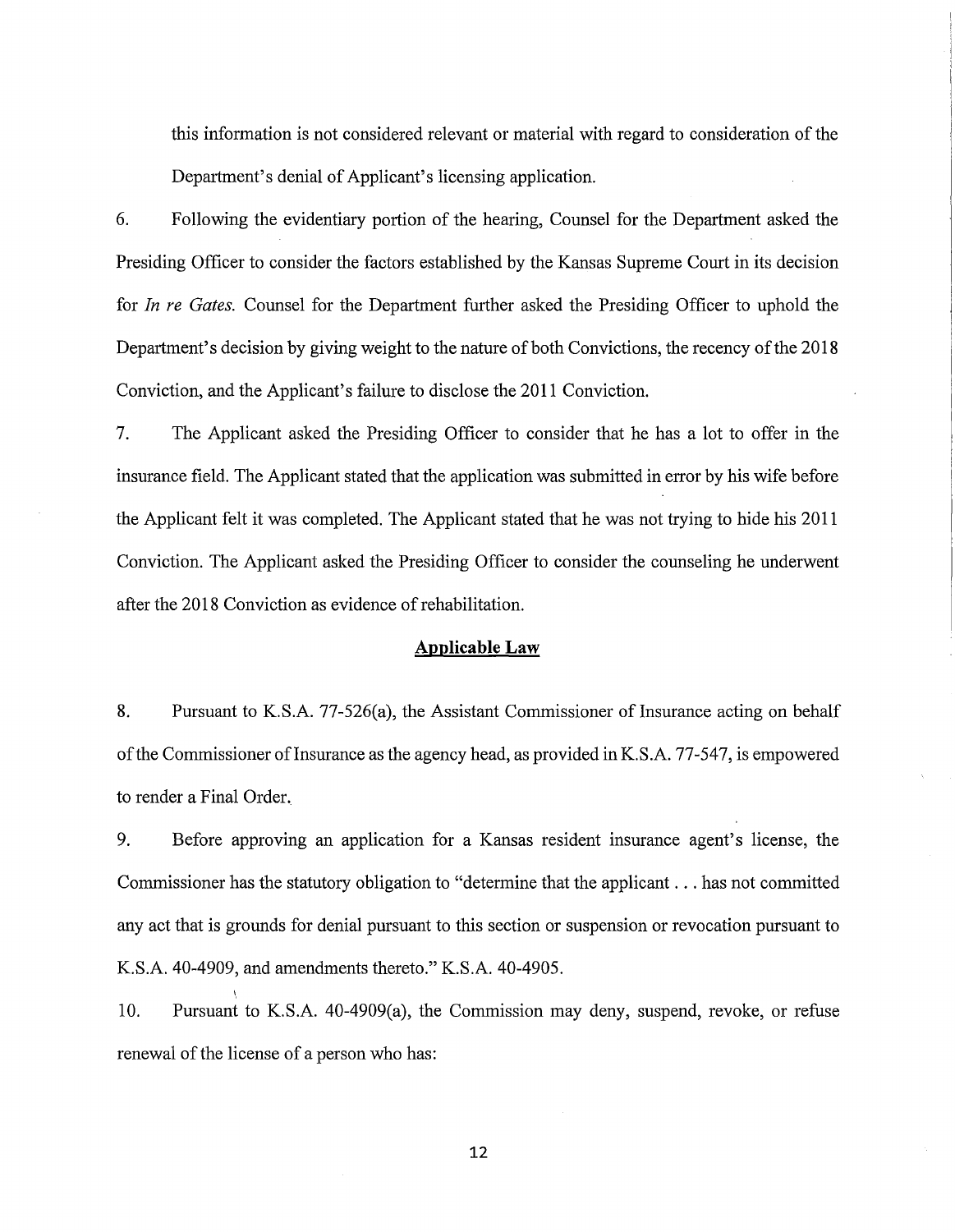this information is not considered relevant or material with regard to consideration of the Department's denial of Applicant's licensing application.

6. Following the evidentiary portion of the hearing, Counsel for the Department asked the Presiding Officer to consider the factors established by the Kansas Supreme Court in its decision for *In re Gates.* Counsel for the Department further asked the Presiding Officer to uphold the Department's decision by giving weight to the nature of both Convictions, the recency of the 2018 Conviction, and the Applicant's failure to disclose the 2011 Conviction.

7. The Applicant asked the Presiding Officer to consider that he has a lot to offer in the insurance field. The Applicant stated that the application was submitted in error by his wife before the Applicant felt it was completed. The Applicant stated that he was not trying to hide his 2011 Conviction. The Applicant asked the Presiding Officer to consider the counseling he underwent after the 2018 Conviction as evidence of rehabilitation.

## Applicable Law

8. Pursuant to K.S.A. 77-526(a), the Assistant Commissioner of Insurance acting on behalf of the Commissioner of Insurance as the agency head, as provided in K.S.A. 77-547, is empowered to render a Final Order.

9. Before approving an application for a Kansas resident insurance agent's license, the Commissioner has the statutory obligation to "determine that the applicant . . . has not committed any act that is grounds for denial pursuant to this section or suspension or revocation pursuant to K.S.A. 40-4909, and amendments thereto." K.S.A. 40-4905.

10. Pursuant to K.S.A. 40-4909(a), the Commission may deny, suspend, revoke, or refuse renewal of the license of a person who has: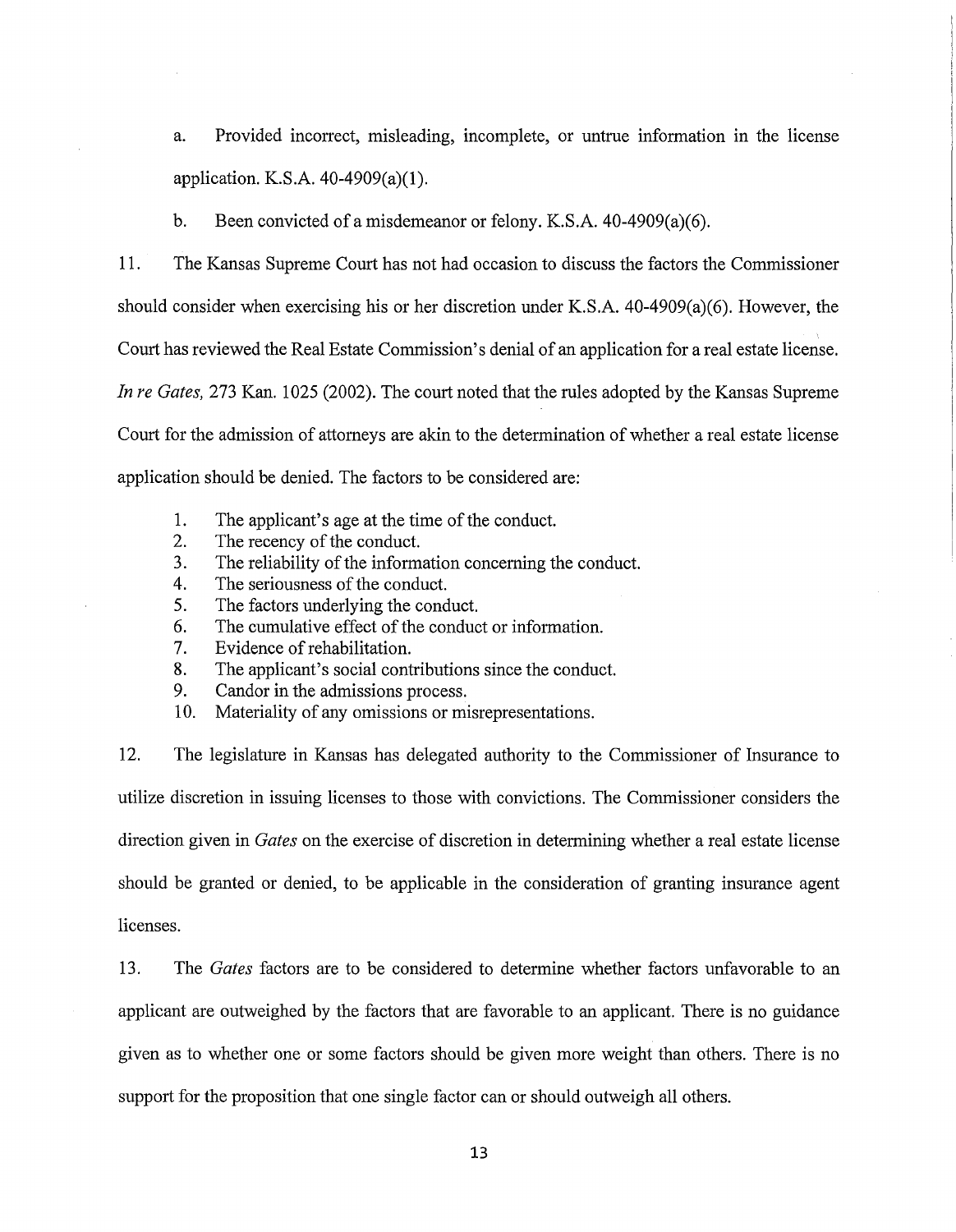a. Provided incorrect, misleading, incomplete, or untrue information in the license application. K.S.A. 40-4909(a)(1).

b. Been convicted of a misdemeanor or felony. K.S.A. 40-4909(a)(6).

11. The Kansas Supreme Court has not had occasion to discuss the factors the Commissioner should consider when exercising his or her discretion under K.S.A. 40-4909(a)(6). However, the Court has reviewed the Real Estate Commission's denial of an application for a real estate license. *In re Gates,* 273 Kan. 1025 (2002). The court noted that the rules adopted by the Kansas Supreme Court for the admission of attorneys are akin to the determination of whether a real estate license application should be denied. The factors to be considered are:

1. The applicant's age at the time of the conduct.
2. The recency of the conduct.
3. The reliability of the information concerning the conduct.
4. The seriousness of the conduct.
5. The factors underlying the conduct.
6. The cumulative effect of the conduct or information.
7. Evidence of rehabilitation.
8. The applicant's social contributions since the conduct.
9. Candor in the admissions process.
10. Materiality of any omissions or misrepresentations.

12. The legislature in Kansas has delegated authority to the Commissioner of Insurance to utilize discretion in issuing licenses to those with convictions. The Commissioner considers the direction given in *Gates* on the exercise of discretion in determining whether a real estate license should be granted or denied, to be applicable in the consideration of granting insurance agent licenses.

13. The *Gates* factors are to be considered to determine whether factors unfavorable to an applicant are outweighed by the factors that are favorable to an applicant. There is no guidance given as to whether one or some factors should be given more weight than others. There is no support for the proposition that one single factor can or should outweigh all others.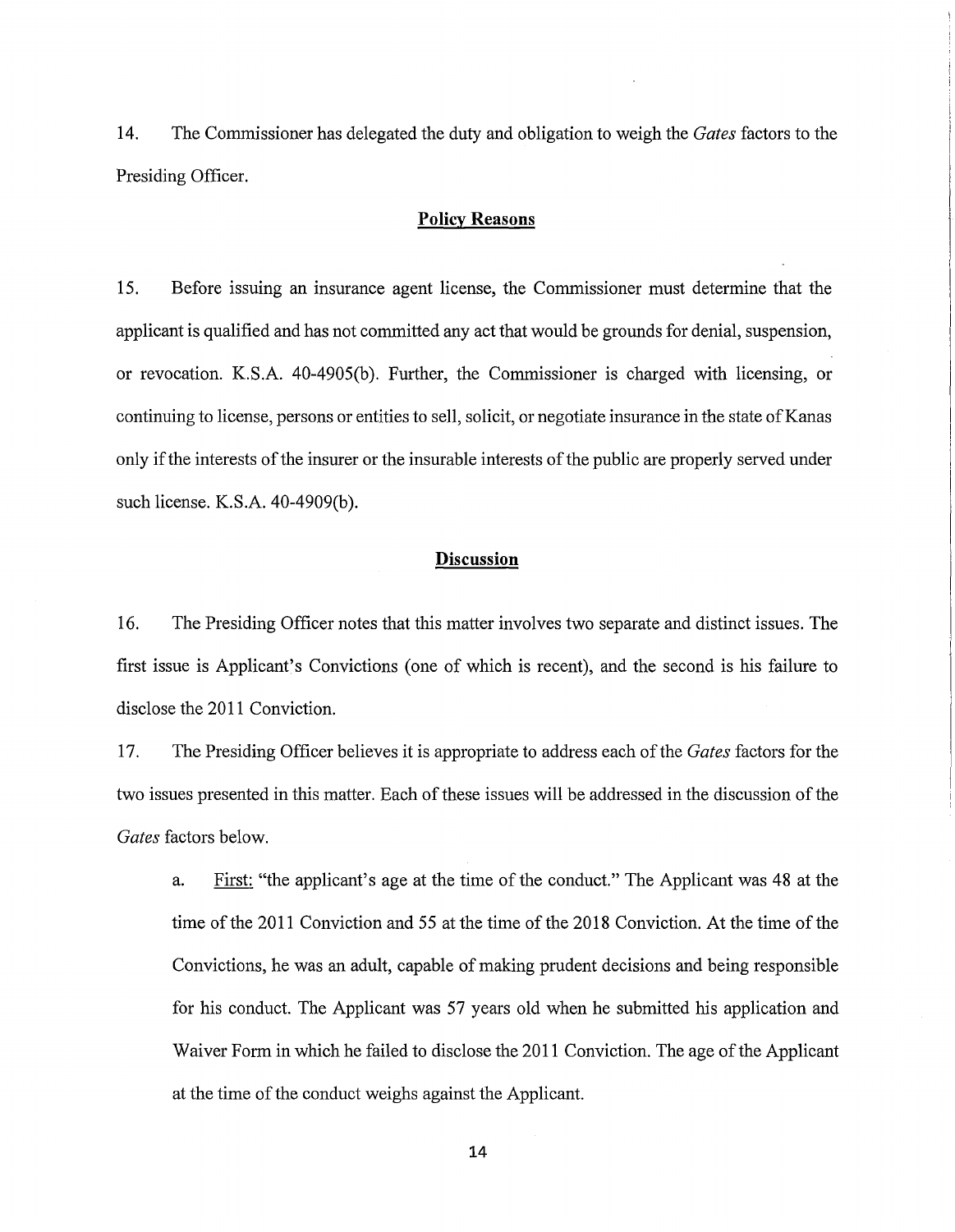14. The Commissioner has delegated the duty and obligation to weigh the *Gates* factors to the Presiding Officer.

## Policy Reasons

15. Before issuing an insurance agent license, the Commissioner must determine that the applicant is qualified and has not committed any act that would be grounds for denial, suspension, or revocation. K.S.A. 40-4905(b). Further, the Commissioner is charged with licensing, or continuing to license, persons or entities to sell, solicit, or negotiate insurance in the state of Kanas only if the interests of the insurer or the insurable interests of the public are properly served under such license. K.S.A. 40-4909(b).

## Discussion

16. The Presiding Officer notes that this matter involves two separate and distinct issues. The first issue is Applicant's Convictions (one of which is recent), and the second is his failure to disclose the 2011 Conviction.

17. The Presiding Officer believes it is appropriate to address each of the *Gates* factors for the two issues presented in this matter. Each of these issues will be addressed in the discussion of the *Gates* factors below.

a. First: "the applicant's age at the time of the conduct." The Applicant was 48 at the time of the 2011 Conviction and 55 at the time of the 2018 Conviction. At the time of the Convictions, he was an adult, capable of making prudent decisions and being responsible for his conduct. The Applicant was 57 years old when he submitted his application and Waiver Form in which he failed to disclose the 2011 Conviction. The age of the Applicant at the time of the conduct weighs against the Applicant.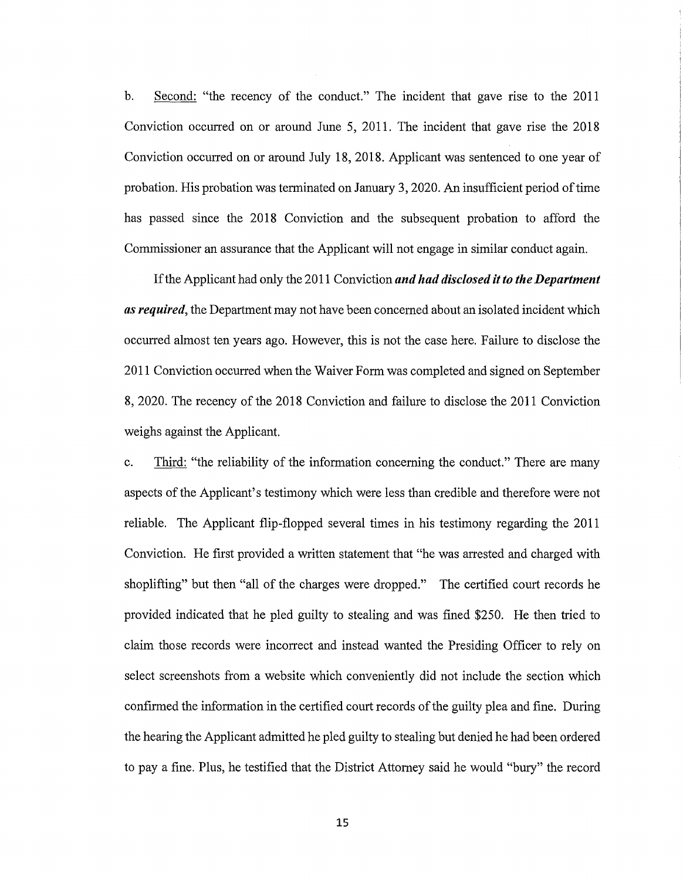b. <u>Second:</u> "the recency of the conduct." The incident that gave rise to the 2011 Conviction occurred on or around June 5, 2011. The incident that gave rise the 2018 Conviction occurred on or around July 18, 2018. Applicant was sentenced to one year of probation. His probation was terminated on January 3, 2020. An insufficient period of time has passed since the 2018 Conviction and the subsequent probation to afford the Commissioner an assurance that the Applicant will not engage in similar conduct again.

If the Applicant had only the 2011 Conviction ***and had disclosed it to the Department as required***, the Department may not have been concerned about an isolated incident which occurred almost ten years ago. However, this is not the case here. Failure to disclose the 2011 Conviction occurred when the Waiver Form was completed and signed on September 8, 2020. The recency of the 2018 Conviction and failure to disclose the 2011 Conviction weighs against the Applicant.

c. <u>Third:</u> "the reliability of the information concerning the conduct." There are many aspects of the Applicant's testimony which were less than credible and therefore were not reliable. The Applicant flip-flopped several times in his testimony regarding the 2011 Conviction. He first provided a written statement that "he was arrested and charged with shoplifting" but then "all of the charges were dropped." The certified court records he provided indicated that he pled guilty to stealing and was fined $250. He then tried to claim those records were incorrect and instead wanted the Presiding Officer to rely on select screenshots from a website which conveniently did not include the section which confirmed the information in the certified court records of the guilty plea and fine. During the hearing the Applicant admitted he pled guilty to stealing but denied he had been ordered to pay a fine. Plus, he testified that the District Attorney said he would "bury" the record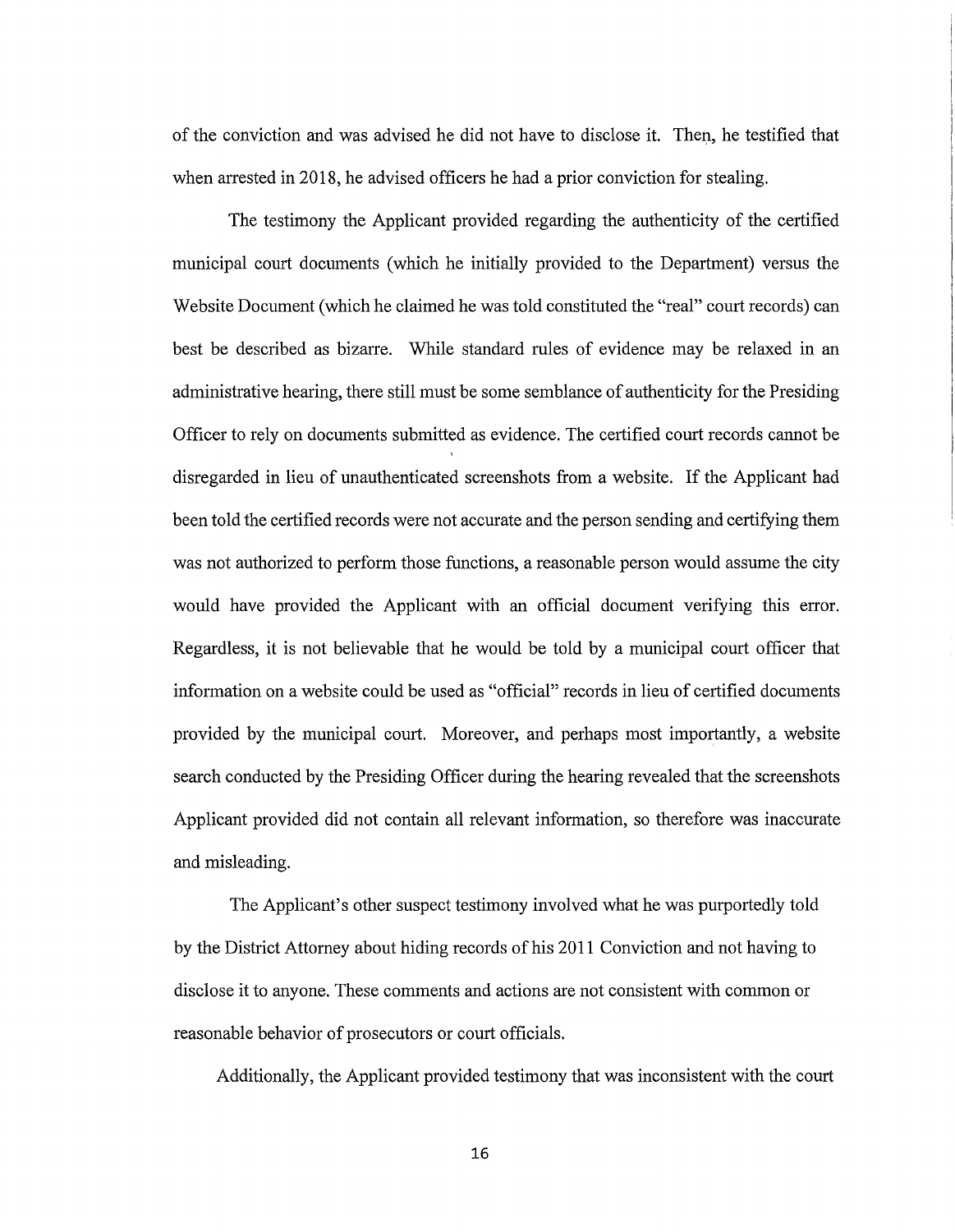of the conviction and was advised he did not have to disclose it. Then, he testified that when arrested in 2018, he advised officers he had a prior conviction for stealing.

The testimony the Applicant provided regarding the authenticity of the certified municipal court documents (which he initially provided to the Department) versus the Website Document (which he claimed he was told constituted the "real" court records) can best be described as bizarre. While standard rules of evidence may be relaxed in an administrative hearing, there still must be some semblance of authenticity for the Presiding Officer to rely on documents submitted as evidence. The certified court records cannot be disregarded in lieu of unauthenticated screenshots from a website. If the Applicant had been told the certified records were not accurate and the person sending and certifying them was not authorized to perform those functions, a reasonable person would assume the city would have provided the Applicant with an official document verifying this error. Regardless, it is not believable that he would be told by a municipal court officer that information on a website could be used as "official" records in lieu of certified documents provided by the municipal court. Moreover, and perhaps most importantly, a website search conducted by the Presiding Officer during the hearing revealed that the screenshots Applicant provided did not contain all relevant information, so therefore was inaccurate and misleading.

The Applicant's other suspect testimony involved what he was purportedly told by the District Attorney about hiding records of his 2011 Conviction and not having to disclose it to anyone. These comments and actions are not consistent with common or reasonable behavior of prosecutors or court officials.

Additionally, the Applicant provided testimony that was inconsistent with the court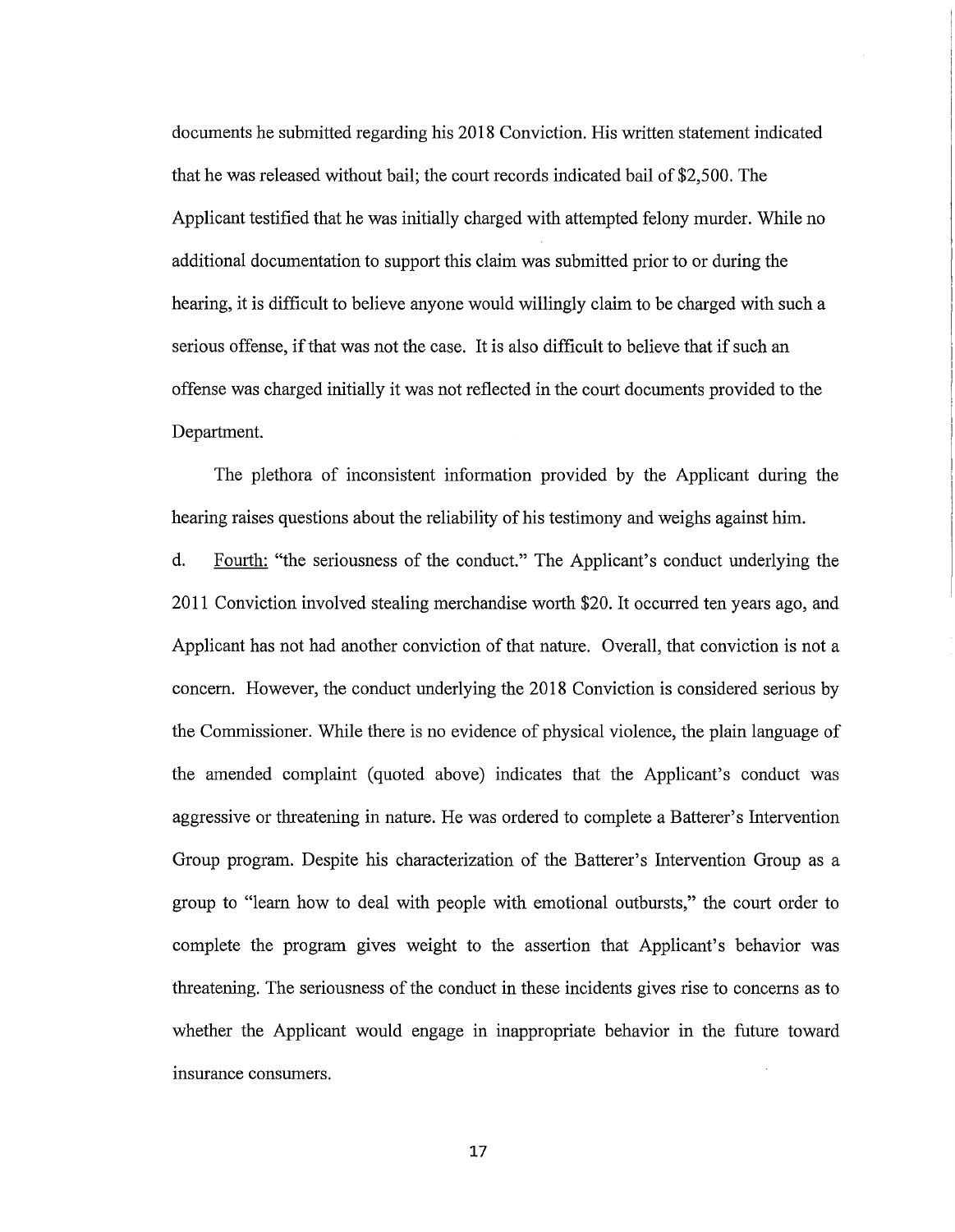documents he submitted regarding his 2018 Conviction. His written statement indicated that he was released without bail; the court records indicated bail of $2,500. The Applicant testified that he was initially charged with attempted felony murder. While no additional documentation to support this claim was submitted prior to or during the hearing, it is difficult to believe anyone would willingly claim to be charged with such a serious offense, if that was not the case. It is also difficult to believe that if such an offense was charged initially it was not reflected in the court documents provided to the Department.

The plethora of inconsistent information provided by the Applicant during the hearing raises questions about the reliability of his testimony and weighs against him.

d. Fourth: "the seriousness of the conduct." The Applicant's conduct underlying the 2011 Conviction involved stealing merchandise worth $20. It occurred ten years ago, and Applicant has not had another conviction of that nature. Overall, that conviction is not a concern. However, the conduct underlying the 2018 Conviction is considered serious by the Commissioner. While there is no evidence of physical violence, the plain language of the amended complaint (quoted above) indicates that the Applicant's conduct was aggressive or threatening in nature. He was ordered to complete a Batterer's Intervention Group program. Despite his characterization of the Batterer's Intervention Group as a group to "learn how to deal with people with emotional outbursts," the court order to complete the program gives weight to the assertion that Applicant's behavior was threatening. The seriousness of the conduct in these incidents gives rise to concerns as to whether the Applicant would engage in inappropriate behavior in the future toward insurance consumers.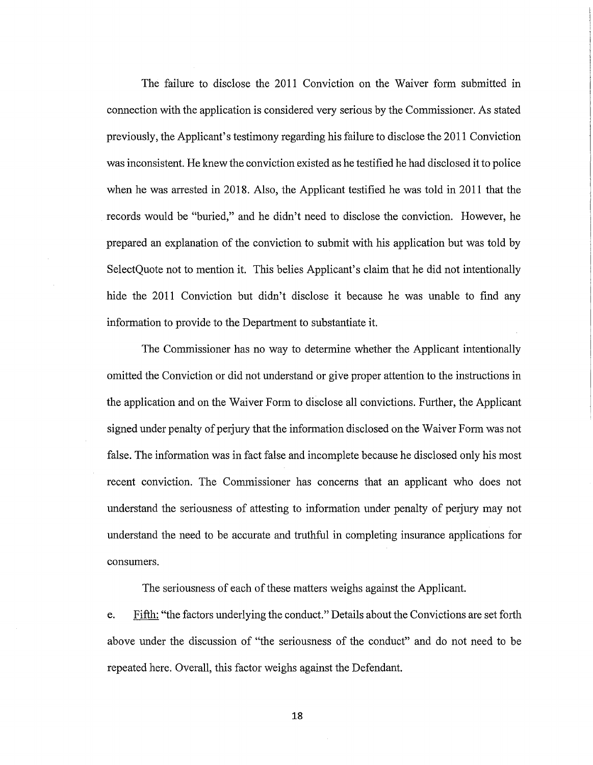The failure to disclose the 2011 Conviction on the Waiver form submitted in connection with the application is considered very serious by the Commissioner. As stated previously, the Applicant's testimony regarding his failure to disclose the 2011 Conviction was inconsistent. He knew the conviction existed as he testified he had disclosed it to police when he was arrested in 2018. Also, the Applicant testified he was told in 2011 that the records would be "buried," and he didn't need to disclose the conviction. However, he prepared an explanation of the conviction to submit with his application but was told by SelectQuote not to mention it. This belies Applicant's claim that he did not intentionally hide the 2011 Conviction but didn't disclose it because he was unable to find any information to provide to the Department to substantiate it.

The Commissioner has no way to determine whether the Applicant intentionally omitted the Conviction or did not understand or give proper attention to the instructions in the application and on the Waiver Form to disclose all convictions. Further, the Applicant signed under penalty of perjury that the information disclosed on the Waiver Form was not false. The information was in fact false and incomplete because he disclosed only his most recent conviction. The Commissioner has concerns that an applicant who does not understand the seriousness of attesting to information under penalty of perjury may not understand the need to be accurate and truthful in completing insurance applications for consumers.

The seriousness of each of these matters weighs against the Applicant.

e. Fifth: "the factors underlying the conduct." Details about the Convictions are set forth above under the discussion of "the seriousness of the conduct" and do not need to be repeated here. Overall, this factor weighs against the Defendant.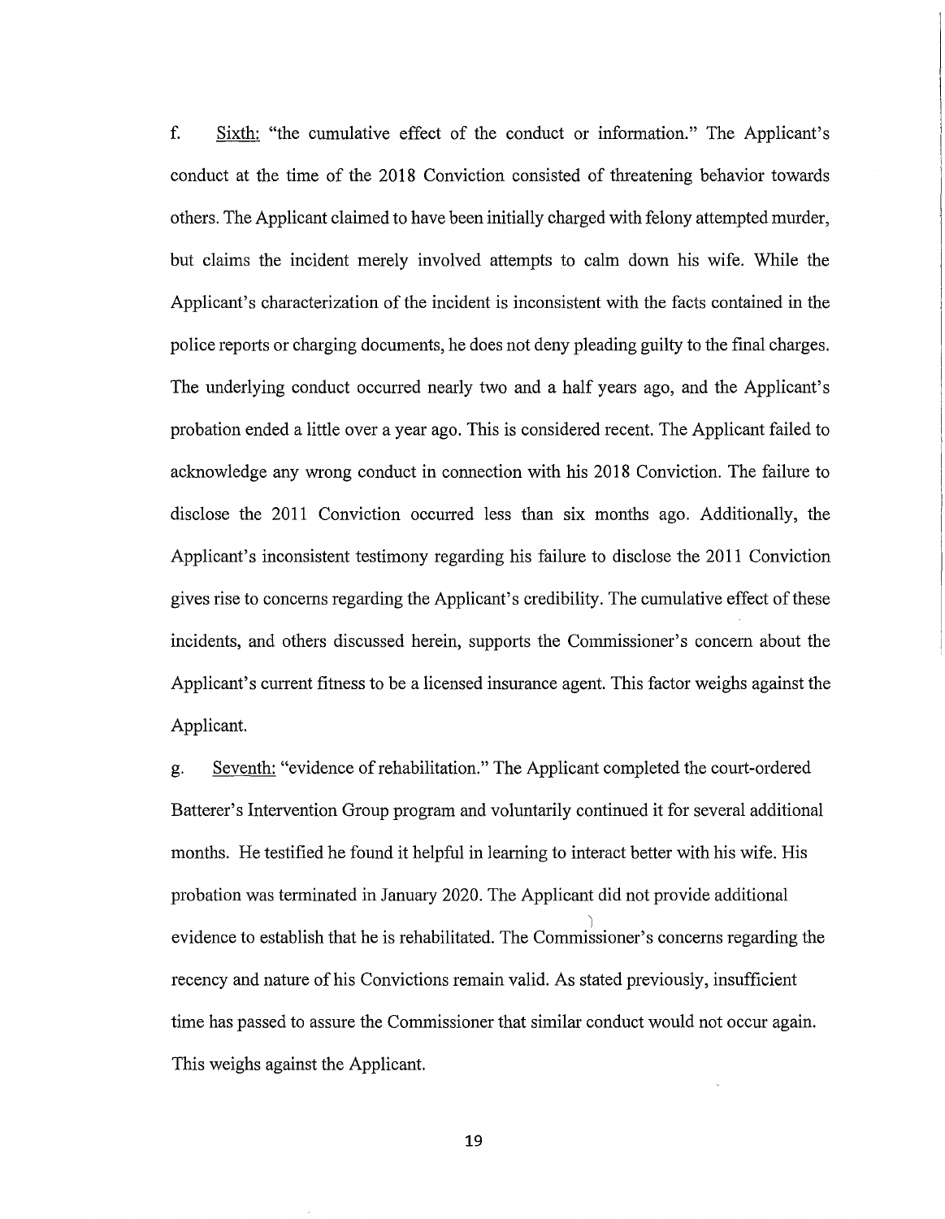f. Sixth: "the cumulative effect of the conduct or information." The Applicant's conduct at the time of the 2018 Conviction consisted of threatening behavior towards others. The Applicant claimed to have been initially charged with felony attempted murder, but claims the incident merely involved attempts to calm down his wife. While the Applicant's characterization of the incident is inconsistent with the facts contained in the police reports or charging documents, he does not deny pleading guilty to the final charges. The underlying conduct occurred nearly two and a half years ago, and the Applicant's probation ended a little over a year ago. This is considered recent. The Applicant failed to acknowledge any wrong conduct in connection with his 2018 Conviction. The failure to disclose the 2011 Conviction occurred less than six months ago. Additionally, the Applicant's inconsistent testimony regarding his failure to disclose the 2011 Conviction gives rise to concerns regarding the Applicant's credibility. The cumulative effect of these incidents, and others discussed herein, supports the Commissioner's concern about the Applicant's current fitness to be a licensed insurance agent. This factor weighs against the Applicant.

g. Seventh: "evidence of rehabilitation." The Applicant completed the court-ordered Batterer's Intervention Group program and voluntarily continued it for several additional months. He testified he found it helpful in learning to interact better with his wife. His probation was terminated in January 2020. The Applicant did not provide additional evidence to establish that he is rehabilitated. The Commissioner's concerns regarding the recency and nature of his Convictions remain valid. As stated previously, insufficient time has passed to assure the Commissioner that similar conduct would not occur again. This weighs against the Applicant.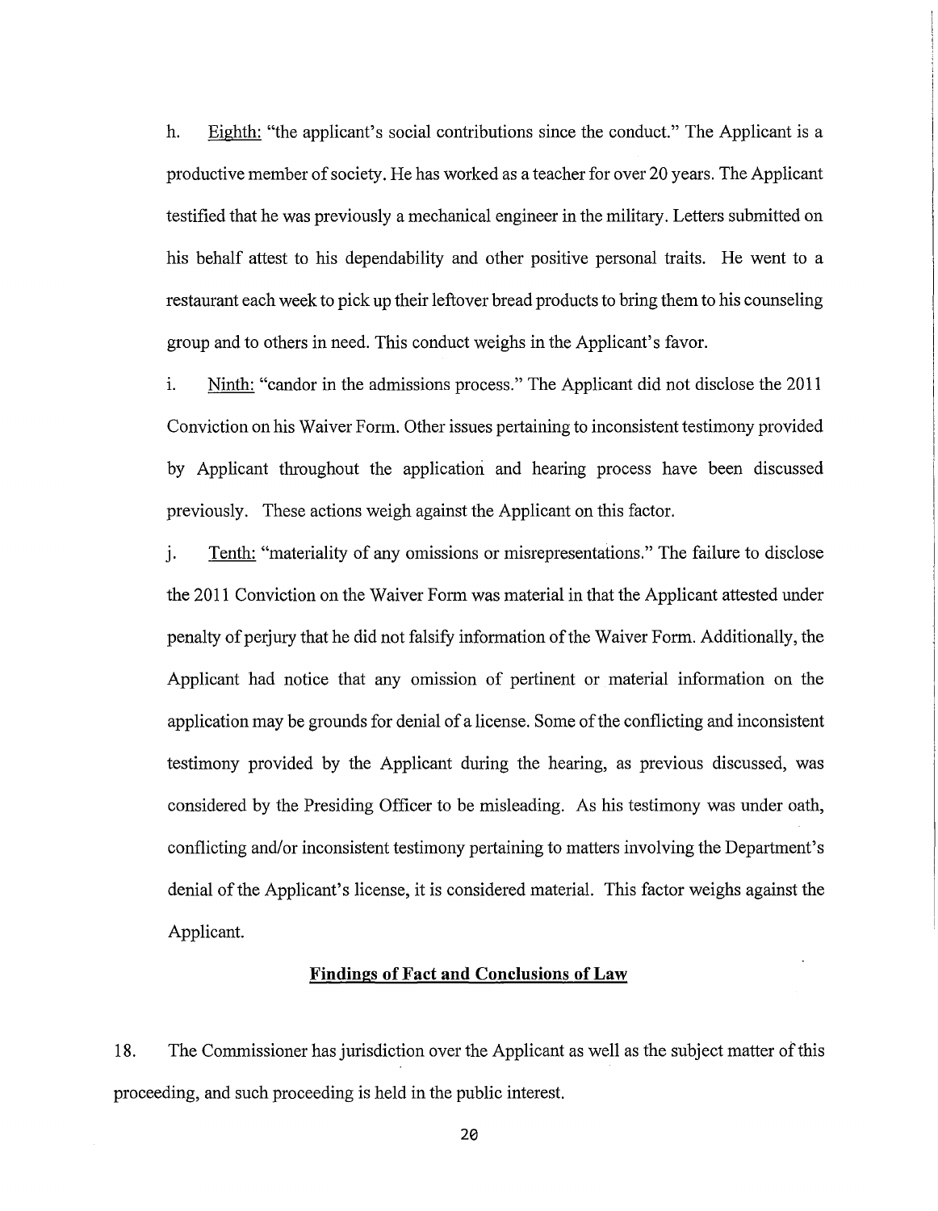h. <u>Eighth:</u> "the applicant's social contributions since the conduct." The Applicant is a productive member of society. He has worked as a teacher for over 20 years. The Applicant testified that he was previously a mechanical engineer in the military. Letters submitted on his behalf attest to his dependability and other positive personal traits. He went to a restaurant each week to pick up their leftover bread products to bring them to his counseling group and to others in need. This conduct weighs in the Applicant's favor.

i. <u>Ninth:</u> "candor in the admissions process." The Applicant did not disclose the 2011 Conviction on his Waiver Form. Other issues pertaining to inconsistent testimony provided by Applicant throughout the application and hearing process have been discussed previously. These actions weigh against the Applicant on this factor.

j. <u>Tenth:</u> "materiality of any omissions or misrepresentations." The failure to disclose the 2011 Conviction on the Waiver Form was material in that the Applicant attested under penalty of perjury that he did not falsify information of the Waiver Form. Additionally, the Applicant had notice that any omission of pertinent or material information on the application may be grounds for denial of a license. Some of the conflicting and inconsistent testimony provided by the Applicant during the hearing, as previous discussed, was considered by the Presiding Officer to be misleading. As his testimony was under oath, conflicting and/or inconsistent testimony pertaining to matters involving the Department's denial of the Applicant's license, it is considered material. This factor weighs against the Applicant.

## **<u>Findings of Fact and Conclusions of Law</u>**

18. The Commissioner has jurisdiction over the Applicant as well as the subject matter of this proceeding, and such proceeding is held in the public interest.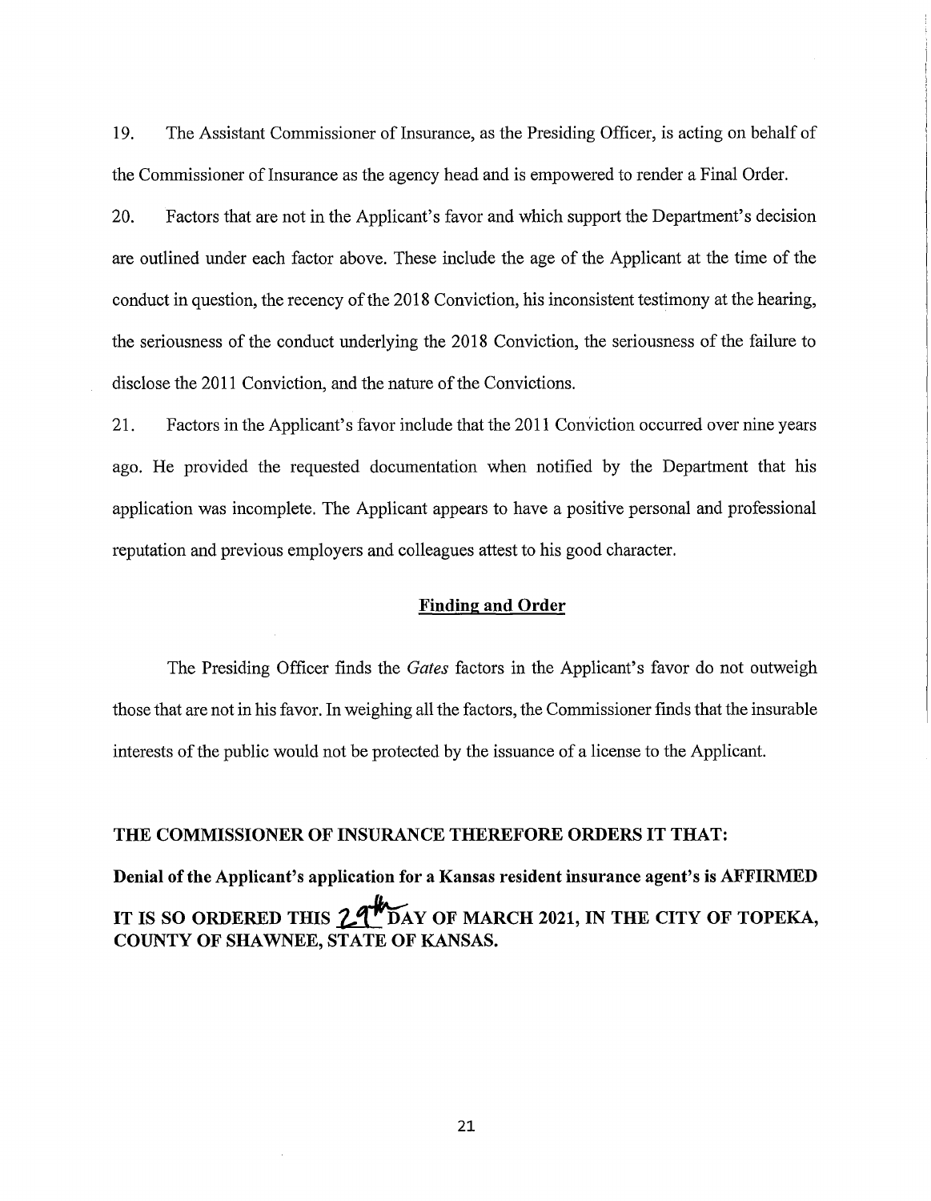19. The Assistant Commissioner of Insurance, as the Presiding Officer, is acting on behalf of the Commissioner of Insurance as the agency head and is empowered to render a Final Order.

20. Factors that are not in the Applicant's favor and which support the Department's decision are outlined under each factor above. These include the age of the Applicant at the time of the conduct in question, the recency of the 2018 Conviction, his inconsistent testimony at the hearing, the seriousness of the conduct underlying the 2018 Conviction, the seriousness of the failure to disclose the 2011 Conviction, and the nature of the Convictions.

21. Factors in the Applicant's favor include that the 2011 Conviction occurred over nine years ago. He provided the requested documentation when notified by the Department that his application was incomplete. The Applicant appears to have a positive personal and professional reputation and previous employers and colleagues attest to his good character.

## Finding and Order

The Presiding Officer finds the *Gates* factors in the Applicant's favor do not outweigh those that are not in his favor. In weighing all the factors, the Commissioner finds that the insurable interests of the public would not be protected by the issuance of a license to the Applicant.

**THE COMMISSIONER OF INSURANCE THEREFORE ORDERS IT THAT:**

**Denial of the Applicant's application for a Kansas resident insurance agent's is AFFIRMED**

**IT IS SO ORDERED THIS 29th DAY OF MARCH 2021, IN THE CITY OF TOPEKA, COUNTY OF SHAWNEE, STATE OF KANSAS.**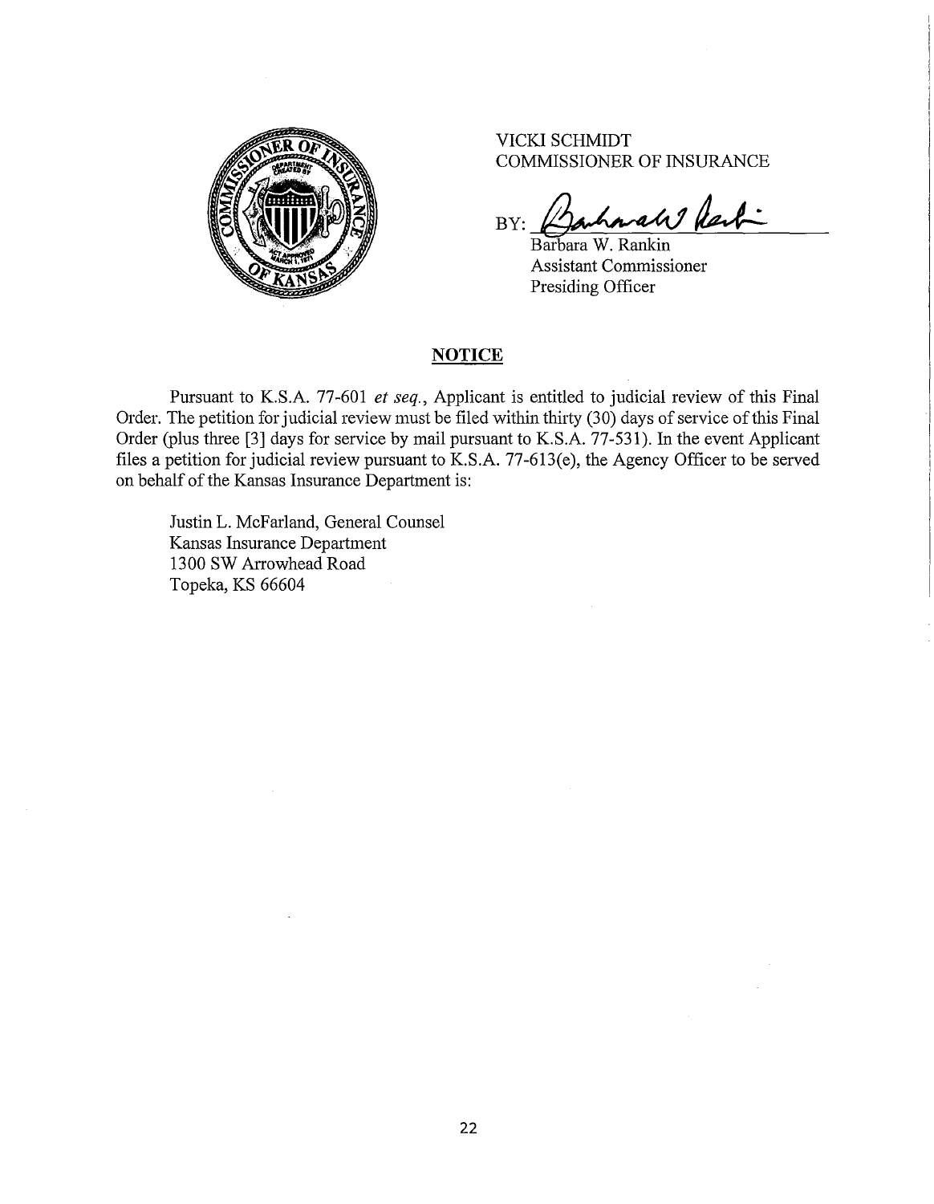VICKI SCHMIDT
COMMISSIONER OF INSURANCE

BY: ______________________
Barbara W. Rankin
Assistant Commissioner
Presiding Officer

## NOTICE

Pursuant to K.S.A. 77-601 *et seq.*, Applicant is entitled to judicial review of this Final Order. The petition for judicial review must be filed within thirty (30) days of service of this Final Order (plus three [3] days for service by mail pursuant to K.S.A. 77-531). In the event Applicant files a petition for judicial review pursuant to K.S.A. 77-613(e), the Agency Officer to be served on behalf of the Kansas Insurance Department is:

Justin L. McFarland, General Counsel
Kansas Insurance Department
1300 SW Arrowhead Road
Topeka, KS 66604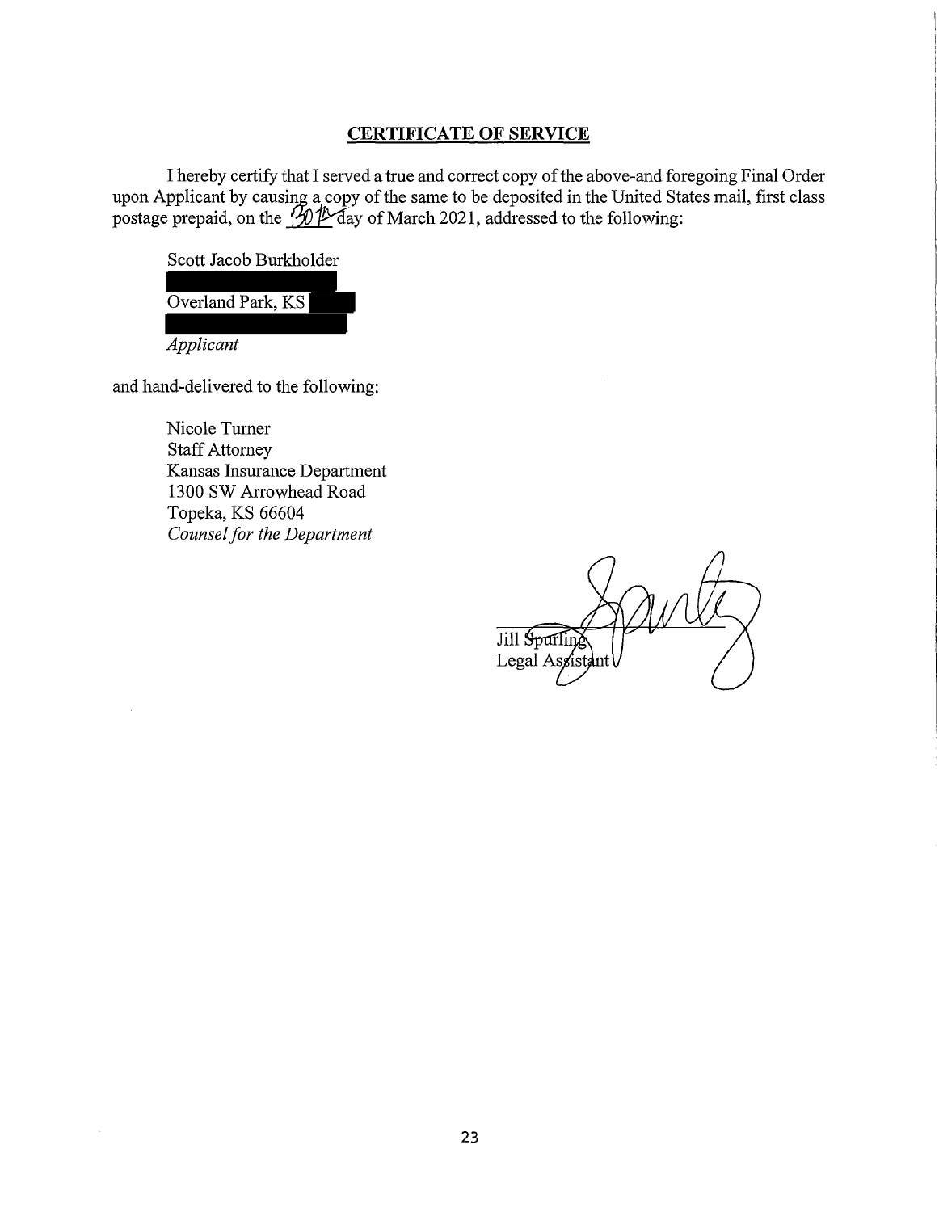## CERTIFICATE OF SERVICE

I hereby certify that I served a true and correct copy of the above-and foregoing Final Order upon Applicant by causing a copy of the same to be deposited in the United States mail, first class postage prepaid, on the 30th day of March 2021, addressed to the following:

> Scott Jacob Burkholder
> 
> Overland Park, KS
> 
> *Applicant*

and hand-delivered to the following:

> Nicole Turner
> Staff Attorney
> Kansas Insurance Department
> 1300 SW Arrowhead Road
> Topeka, KS 66604
> *Counsel for the Department*

Jill Spurling
Legal Assistant